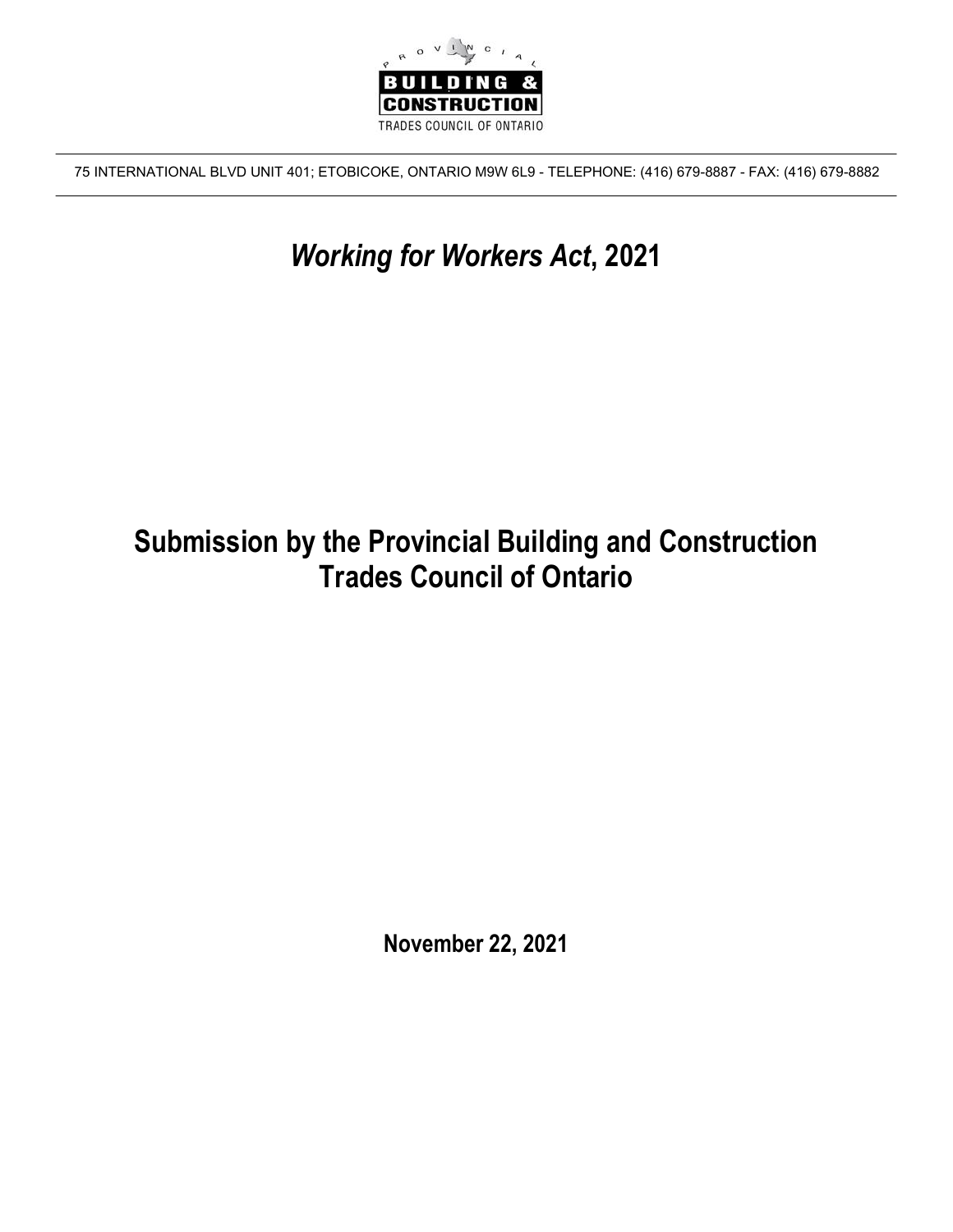PROVINCIAL

BUILDING & CONSTRUCTION

TRADES COUNCIL OF ONTARIO

75 INTERNATIONAL BLVD UNIT 401; ETOBICOKE, ONTARIO M9W 6L9 - TELEPHONE: (416) 679-8887 - FAX: (416) 679-8882

# *Working for Workers Act*, 2021

# Submission by the Provincial Building and Construction Trades Council of Ontario

**November 22, 2021**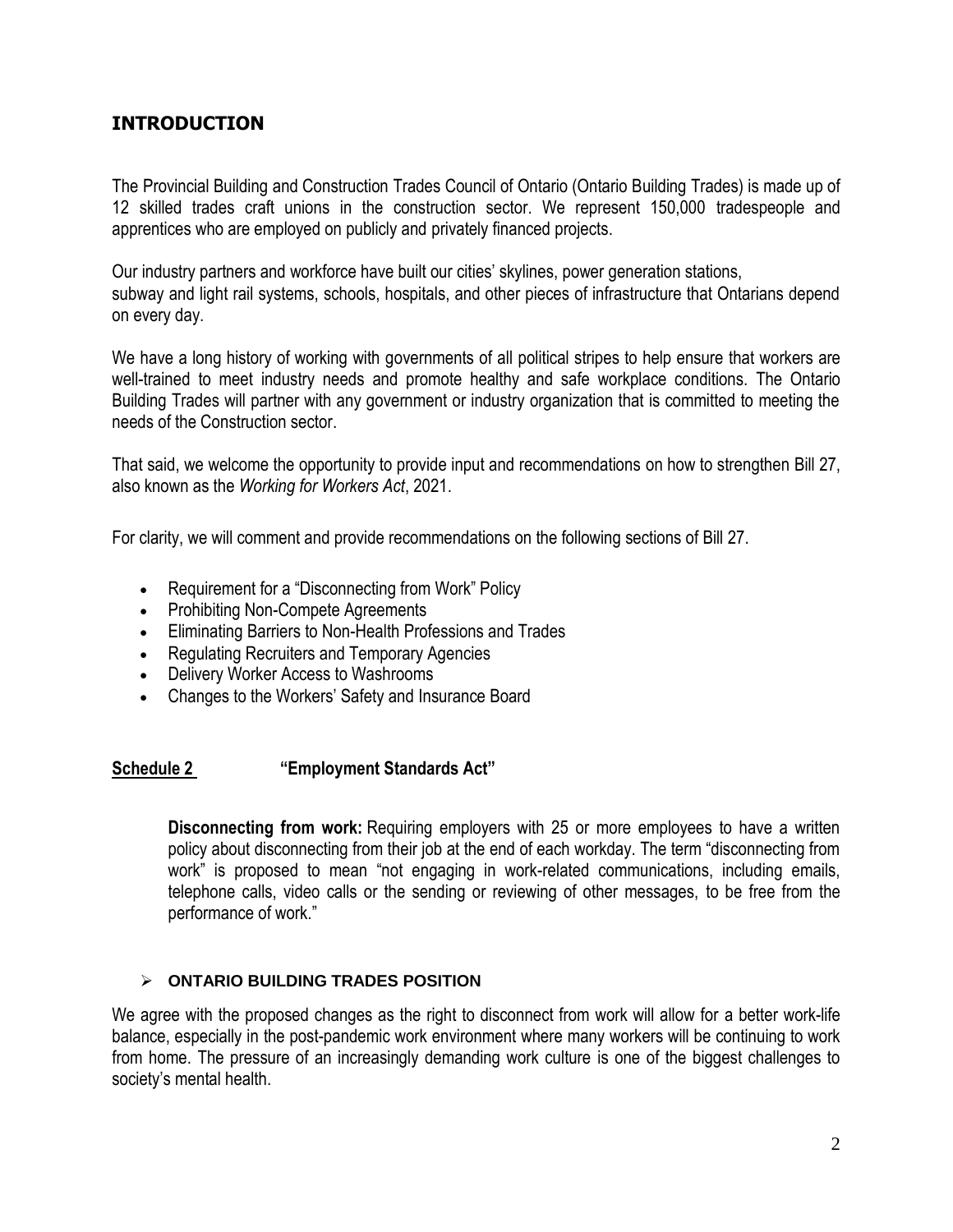## INTRODUCTION

The Provincial Building and Construction Trades Council of Ontario (Ontario Building Trades) is made up of 12 skilled trades craft unions in the construction sector. We represent 150,000 tradespeople and apprentices who are employed on publicly and privately financed projects.

Our industry partners and workforce have built our cities' skylines, power generation stations, subway and light rail systems, schools, hospitals, and other pieces of infrastructure that Ontarians depend on every day.

We have a long history of working with governments of all political stripes to help ensure that workers are well-trained to meet industry needs and promote healthy and safe workplace conditions. The Ontario Building Trades will partner with any government or industry organization that is committed to meeting the needs of the Construction sector.

That said, we welcome the opportunity to provide input and recommendations on how to strengthen Bill 27, also known as the *Working for Workers Act*, 2021.

For clarity, we will comment and provide recommendations on the following sections of Bill 27.

- Requirement for a "Disconnecting from Work" Policy
- Prohibiting Non-Compete Agreements
- Eliminating Barriers to Non-Health Professions and Trades
- Regulating Recruiters and Temporary Agencies
- Delivery Worker Access to Washrooms
- Changes to the Workers' Safety and Insurance Board

### Schedule 2 "Employment Standards Act"

> **Disconnecting from work:** Requiring employers with 25 or more employees to have a written policy about disconnecting from their job at the end of each workday. The term "disconnecting from work" is proposed to mean "not engaging in work-related communications, including emails, telephone calls, video calls or the sending or reviewing of other messages, to be free from the performance of work."

- **ONTARIO BUILDING TRADES POSITION**

We agree with the proposed changes as the right to disconnect from work will allow for a better work-life balance, especially in the post-pandemic work environment where many workers will be continuing to work from home. The pressure of an increasingly demanding work culture is one of the biggest challenges to society's mental health.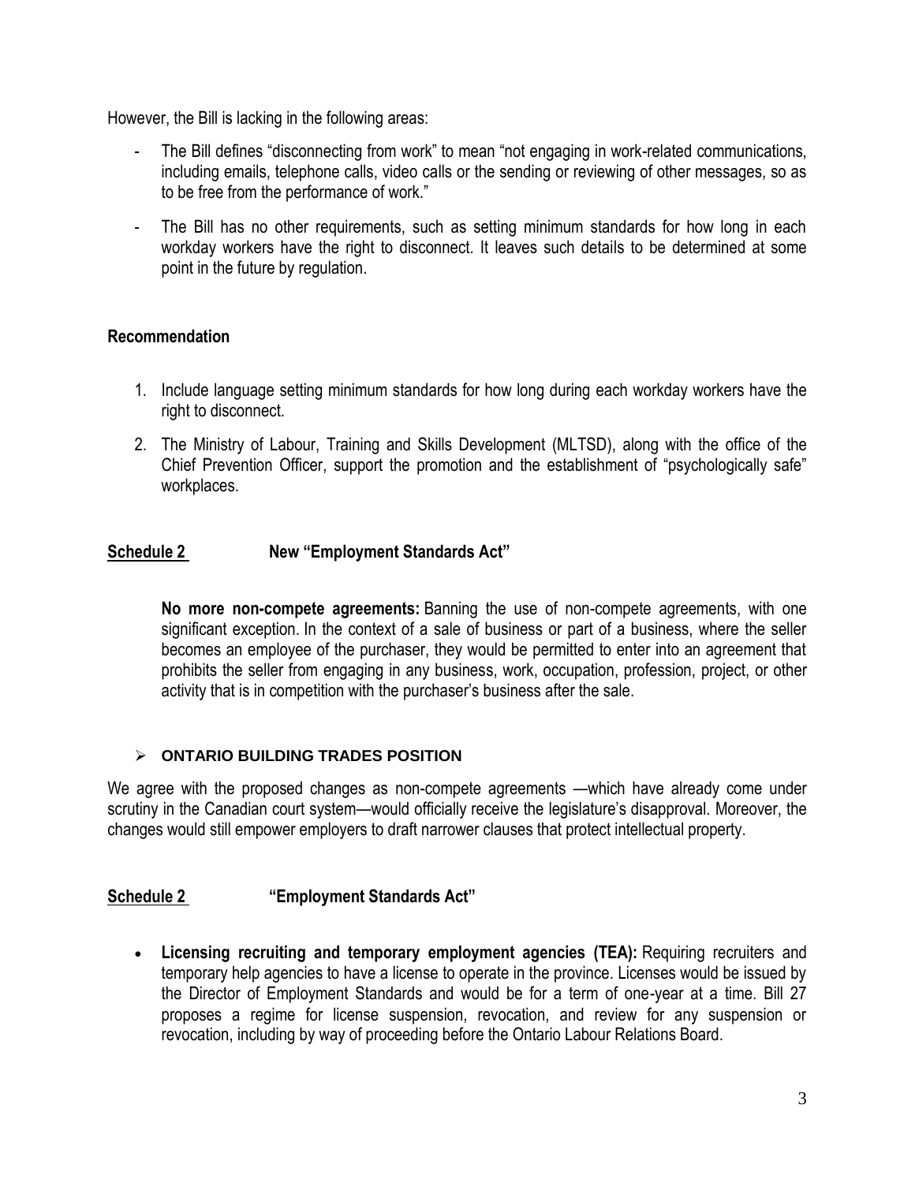However, the Bill is lacking in the following areas:

- The Bill defines "disconnecting from work" to mean "not engaging in work-related communications, including emails, telephone calls, video calls or the sending or reviewing of other messages, so as to be free from the performance of work."
- The Bill has no other requirements, such as setting minimum standards for how long in each workday workers have the right to disconnect. It leaves such details to be determined at some point in the future by regulation.

**Recommendation**

1. Include language setting minimum standards for how long during each workday workers have the right to disconnect.
2. The Ministry of Labour, Training and Skills Development (MLTSD), along with the office of the Chief Prevention Officer, support the promotion and the establishment of "psychologically safe" workplaces.

## **Schedule 2** New "Employment Standards Act"

**No more non-compete agreements:** Banning the use of non-compete agreements, with one significant exception. In the context of a sale of business or part of a business, where the seller becomes an employee of the purchaser, they would be permitted to enter into an agreement that prohibits the seller from engaging in any business, work, occupation, profession, project, or other activity that is in competition with the purchaser's business after the sale.

> **ONTARIO BUILDING TRADES POSITION**

We agree with the proposed changes as non-compete agreements —which have already come under scrutiny in the Canadian court system—would officially receive the legislature's disapproval. Moreover, the changes would still empower employers to draft narrower clauses that protect intellectual property.

## **Schedule 2** "Employment Standards Act"

- **Licensing recruiting and temporary employment agencies (TEA):** Requiring recruiters and temporary help agencies to have a license to operate in the province. Licenses would be issued by the Director of Employment Standards and would be for a term of one-year at a time. Bill 27 proposes a regime for license suspension, revocation, and review for any suspension or revocation, including by way of proceeding before the Ontario Labour Relations Board.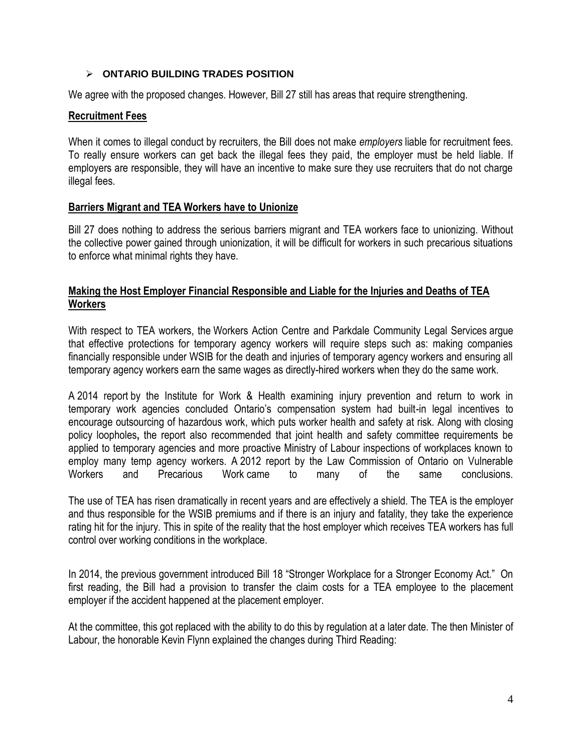- **ONTARIO BUILDING TRADES POSITION**

We agree with the proposed changes. However, Bill 27 still has areas that require strengthening.

## Recruitment Fees

When it comes to illegal conduct by recruiters, the Bill does not make *employers* liable for recruitment fees. To really ensure workers can get back the illegal fees they paid, the employer must be held liable. If employers are responsible, they will have an incentive to make sure they use recruiters that do not charge illegal fees.

## Barriers Migrant and TEA Workers have to Unionize

Bill 27 does nothing to address the serious barriers migrant and TEA workers face to unionizing. Without the collective power gained through unionization, it will be difficult for workers in such precarious situations to enforce what minimal rights they have.

## Making the Host Employer Financial Responsible and Liable for the Injuries and Deaths of TEA Workers

With respect to TEA workers, the Workers Action Centre and Parkdale Community Legal Services argue that effective protections for temporary agency workers will require steps such as: making companies financially responsible under WSIB for the death and injuries of temporary agency workers and ensuring all temporary agency workers earn the same wages as directly-hired workers when they do the same work.

A 2014 report by the Institute for Work & Health examining injury prevention and return to work in temporary work agencies concluded Ontario's compensation system had built-in legal incentives to encourage outsourcing of hazardous work, which puts worker health and safety at risk. Along with closing policy loopholes**,** the report also recommended that joint health and safety committee requirements be applied to temporary agencies and more proactive Ministry of Labour inspections of workplaces known to employ many temp agency workers. A 2012 report by the Law Commission of Ontario on Vulnerable Workers and Precarious Work came to many of the same conclusions.

The use of TEA has risen dramatically in recent years and are effectively a shield. The TEA is the employer and thus responsible for the WSIB premiums and if there is an injury and fatality, they take the experience rating hit for the injury. This in spite of the reality that the host employer which receives TEA workers has full control over working conditions in the workplace.

In 2014, the previous government introduced Bill 18 "Stronger Workplace for a Stronger Economy Act." On first reading, the Bill had a provision to transfer the claim costs for a TEA employee to the placement employer if the accident happened at the placement employer.

At the committee, this got replaced with the ability to do this by regulation at a later date. The then Minister of Labour, the honorable Kevin Flynn explained the changes during Third Reading: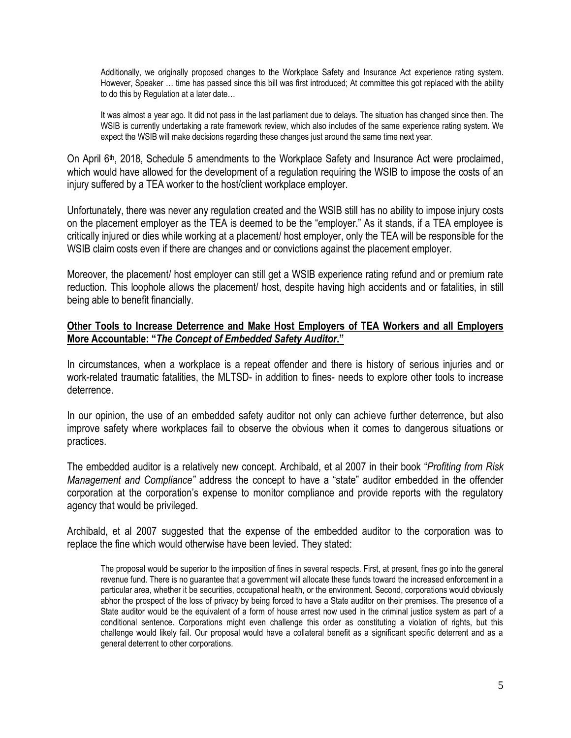> Additionally, we originally proposed changes to the Workplace Safety and Insurance Act experience rating system. However, Speaker … time has passed since this bill was first introduced; At committee this got replaced with the ability to do this by Regulation at a later date…
>
> It was almost a year ago. It did not pass in the last parliament due to delays. The situation has changed since then. The WSIB is currently undertaking a rate framework review, which also includes of the same experience rating system. We expect the WSIB will make decisions regarding these changes just around the same time next year.

On April 6th, 2018, Schedule 5 amendments to the Workplace Safety and Insurance Act were proclaimed, which would have allowed for the development of a regulation requiring the WSIB to impose the costs of an injury suffered by a TEA worker to the host/client workplace employer.

Unfortunately, there was never any regulation created and the WSIB still has no ability to impose injury costs on the placement employer as the TEA is deemed to be the "employer." As it stands, if a TEA employee is critically injured or dies while working at a placement/ host employer, only the TEA will be responsible for the WSIB claim costs even if there are changes and or convictions against the placement employer.

Moreover, the placement/ host employer can still get a WSIB experience rating refund and or premium rate reduction. This loophole allows the placement/ host, despite having high accidents and or fatalities, in still being able to benefit financially.

## <u>Other Tools to Increase Deterrence and Make Host Employers of TEA Workers and all Employers More Accountable: "*The Concept of Embedded Safety Auditor.*"</u>

In circumstances, when a workplace is a repeat offender and there is history of serious injuries and or work-related traumatic fatalities, the MLTSD- in addition to fines- needs to explore other tools to increase deterrence.

In our opinion, the use of an embedded safety auditor not only can achieve further deterrence, but also improve safety where workplaces fail to observe the obvious when it comes to dangerous situations or practices.

The embedded auditor is a relatively new concept. Archibald, et al 2007 in their book "*Profiting from Risk Management and Compliance"* address the concept to have a "state" auditor embedded in the offender corporation at the corporation's expense to monitor compliance and provide reports with the regulatory agency that would be privileged.

Archibald, et al 2007 suggested that the expense of the embedded auditor to the corporation was to replace the fine which would otherwise have been levied. They stated:

> The proposal would be superior to the imposition of fines in several respects. First, at present, fines go into the general revenue fund. There is no guarantee that a government will allocate these funds toward the increased enforcement in a particular area, whether it be securities, occupational health, or the environment. Second, corporations would obviously abhor the prospect of the loss of privacy by being forced to have a State auditor on their premises. The presence of a State auditor would be the equivalent of a form of house arrest now used in the criminal justice system as part of a conditional sentence. Corporations might even challenge this order as constituting a violation of rights, but this challenge would likely fail. Our proposal would have a collateral benefit as a significant specific deterrent and as a general deterrent to other corporations.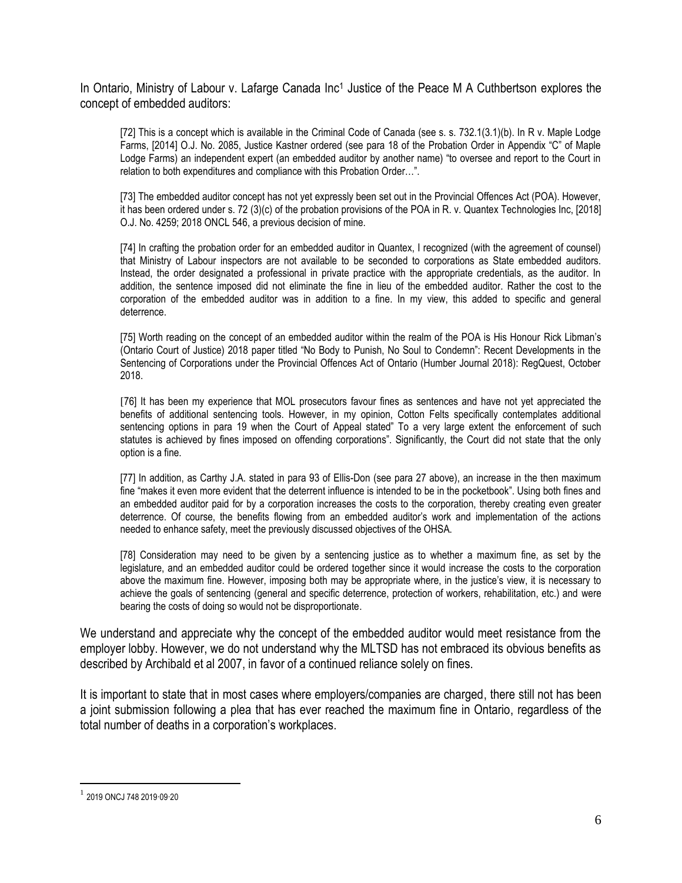In Ontario, Ministry of Labour v. Lafarge Canada Inc[1] Justice of the Peace M A Cuthbertson explores the concept of embedded auditors:

> [72] This is a concept which is available in the Criminal Code of Canada (see s. s. 732.1(3.1)(b). In R v. Maple Lodge Farms, [2014] O.J. No. 2085, Justice Kastner ordered (see para 18 of the Probation Order in Appendix "C" of Maple Lodge Farms) an independent expert (an embedded auditor by another name) "to oversee and report to the Court in relation to both expenditures and compliance with this Probation Order…".
>
> [73] The embedded auditor concept has not yet expressly been set out in the Provincial Offences Act (POA). However, it has been ordered under s. 72 (3)(c) of the probation provisions of the POA in R. v. Quantex Technologies Inc, [2018] O.J. No. 4259; 2018 ONCL 546, a previous decision of mine.
>
> [74] In crafting the probation order for an embedded auditor in Quantex, I recognized (with the agreement of counsel) that Ministry of Labour inspectors are not available to be seconded to corporations as State embedded auditors. Instead, the order designated a professional in private practice with the appropriate credentials, as the auditor. In addition, the sentence imposed did not eliminate the fine in lieu of the embedded auditor. Rather the cost to the corporation of the embedded auditor was in addition to a fine. In my view, this added to specific and general deterrence.
>
> [75] Worth reading on the concept of an embedded auditor within the realm of the POA is His Honour Rick Libman's (Ontario Court of Justice) 2018 paper titled "No Body to Punish, No Soul to Condemn": Recent Developments in the Sentencing of Corporations under the Provincial Offences Act of Ontario (Humber Journal 2018): RegQuest, October 2018.
>
> [76] It has been my experience that MOL prosecutors favour fines as sentences and have not yet appreciated the benefits of additional sentencing tools. However, in my opinion, Cotton Felts specifically contemplates additional sentencing options in para 19 when the Court of Appeal stated" To a very large extent the enforcement of such statutes is achieved by fines imposed on offending corporations". Significantly, the Court did not state that the only option is a fine.
>
> [77] In addition, as Carthy J.A. stated in para 93 of Ellis-Don (see para 27 above), an increase in the then maximum fine "makes it even more evident that the deterrent influence is intended to be in the pocketbook". Using both fines and an embedded auditor paid for by a corporation increases the costs to the corporation, thereby creating even greater deterrence. Of course, the benefits flowing from an embedded auditor's work and implementation of the actions needed to enhance safety, meet the previously discussed objectives of the OHSA.
>
> [78] Consideration may need to be given by a sentencing justice as to whether a maximum fine, as set by the legislature, and an embedded auditor could be ordered together since it would increase the costs to the corporation above the maximum fine. However, imposing both may be appropriate where, in the justice's view, it is necessary to achieve the goals of sentencing (general and specific deterrence, protection of workers, rehabilitation, etc.) and were bearing the costs of doing so would not be disproportionate.

We understand and appreciate why the concept of the embedded auditor would meet resistance from the employer lobby. However, we do not understand why the MLTSD has not embraced its obvious benefits as described by Archibald et al 2007, in favor of a continued reliance solely on fines.

It is important to state that in most cases where employers/companies are charged, there still not has been a joint submission following a plea that has ever reached the maximum fine in Ontario, regardless of the total number of deaths in a corporation's workplaces.

[1] 2019 ONCJ 748 2019·09·20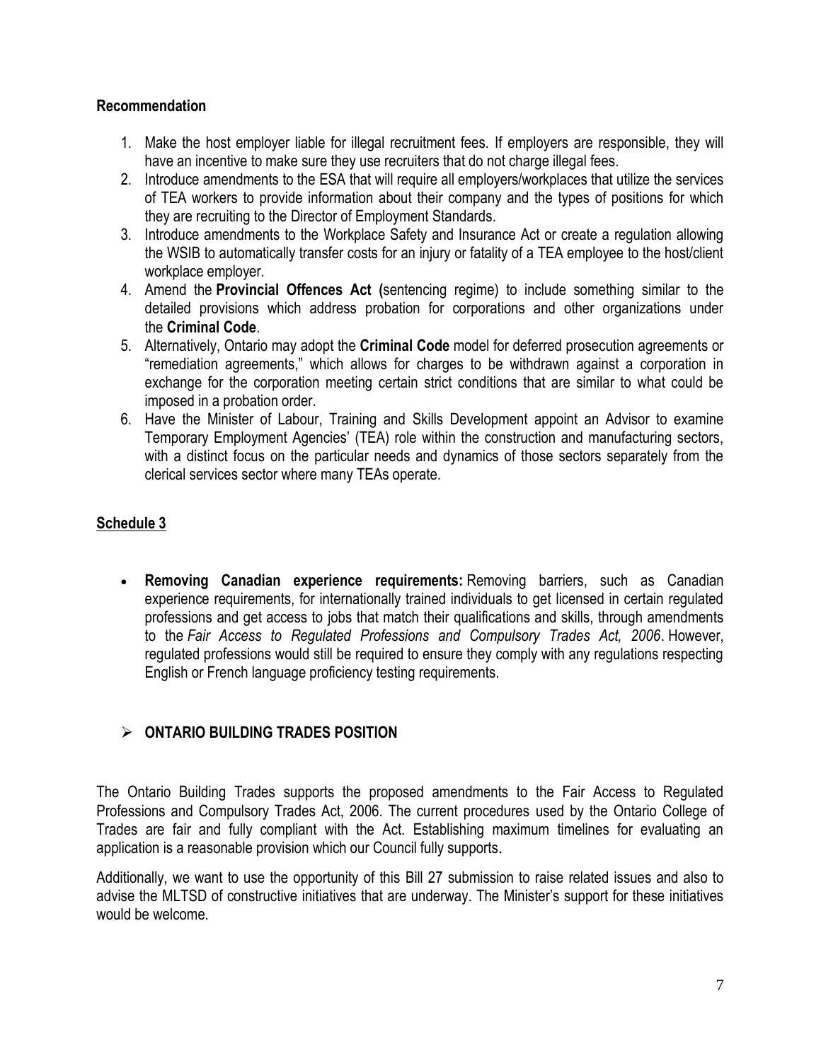**Recommendation**

1. Make the host employer liable for illegal recruitment fees. If employers are responsible, they will have an incentive to make sure they use recruiters that do not charge illegal fees.
2. Introduce amendments to the ESA that will require all employers/workplaces that utilize the services of TEA workers to provide information about their company and the types of positions for which they are recruiting to the Director of Employment Standards.
3. Introduce amendments to the Workplace Safety and Insurance Act or create a regulation allowing the WSIB to automatically transfer costs for an injury or fatality of a TEA employee to the host/client workplace employer.
4. Amend the **Provincial Offences Act (**sentencing regime) to include something similar to the detailed provisions which address probation for corporations and other organizations under the **Criminal Code**.
5. Alternatively, Ontario may adopt the **Criminal Code** model for deferred prosecution agreements or "remediation agreements," which allows for charges to be withdrawn against a corporation in exchange for the corporation meeting certain strict conditions that are similar to what could be imposed in a probation order.
6. Have the Minister of Labour, Training and Skills Development appoint an Advisor to examine Temporary Employment Agencies' (TEA) role within the construction and manufacturing sectors, with a distinct focus on the particular needs and dynamics of those sectors separately from the clerical services sector where many TEAs operate.

## Schedule 3

- **Removing Canadian experience requirements:** Removing barriers, such as Canadian experience requirements, for internationally trained individuals to get licensed in certain regulated professions and get access to jobs that match their qualifications and skills, through amendments to the *Fair Access to Regulated Professions and Compulsory Trades Act, 2006*. However, regulated professions would still be required to ensure they comply with any regulations respecting English or French language proficiency testing requirements.

## ➢ ONTARIO BUILDING TRADES POSITION

The Ontario Building Trades supports the proposed amendments to the Fair Access to Regulated Professions and Compulsory Trades Act, 2006. The current procedures used by the Ontario College of Trades are fair and fully compliant with the Act. Establishing maximum timelines for evaluating an application is a reasonable provision which our Council fully supports.

Additionally, we want to use the opportunity of this Bill 27 submission to raise related issues and also to advise the MLTSD of constructive initiatives that are underway. The Minister's support for these initiatives would be welcome.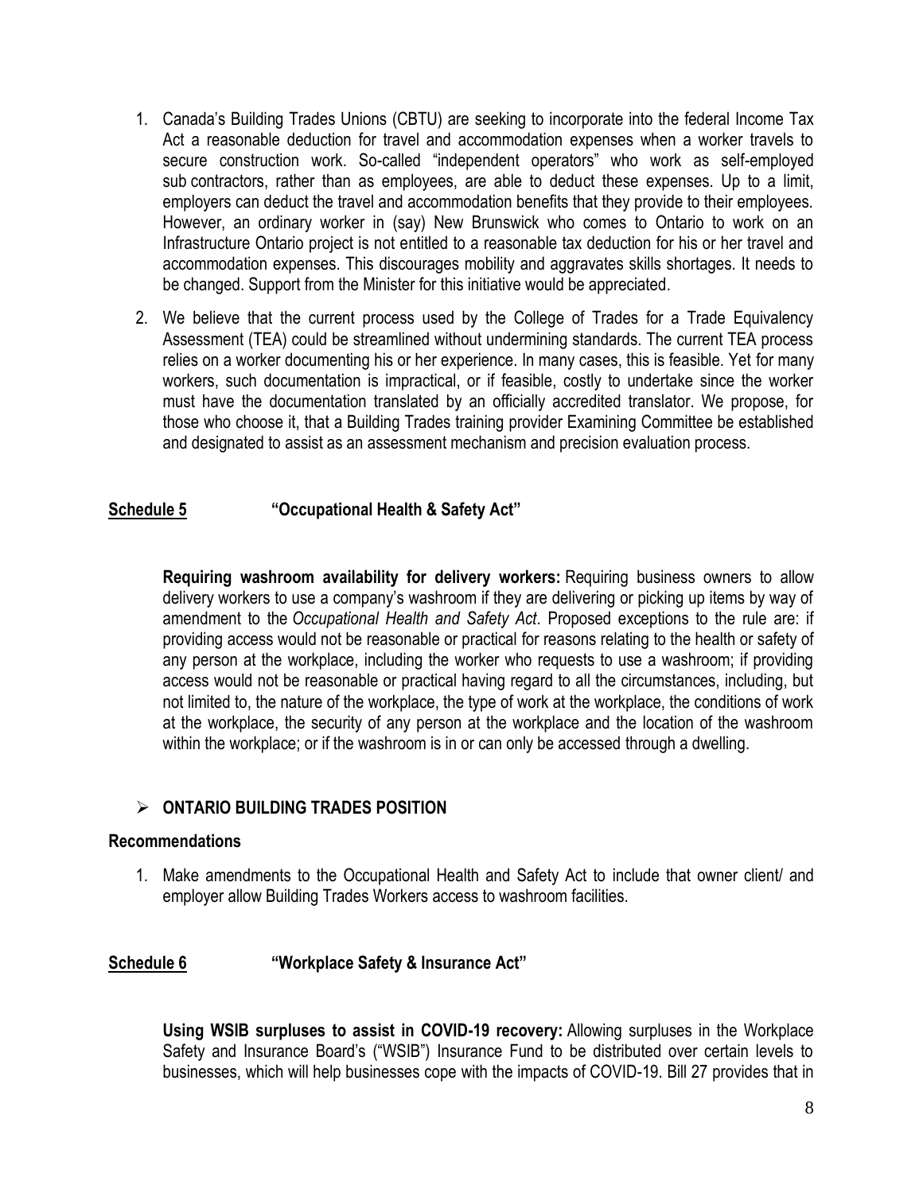1. Canada's Building Trades Unions (CBTU) are seeking to incorporate into the federal Income Tax Act a reasonable deduction for travel and accommodation expenses when a worker travels to secure construction work. So-called "independent operators" who work as self-employed sub contractors, rather than as employees, are able to deduct these expenses. Up to a limit, employers can deduct the travel and accommodation benefits that they provide to their employees. However, an ordinary worker in (say) New Brunswick who comes to Ontario to work on an Infrastructure Ontario project is not entitled to a reasonable tax deduction for his or her travel and accommodation expenses. This discourages mobility and aggravates skills shortages. It needs to be changed. Support from the Minister for this initiative would be appreciated.
2. We believe that the current process used by the College of Trades for a Trade Equivalency Assessment (TEA) could be streamlined without undermining standards. The current TEA process relies on a worker documenting his or her experience. In many cases, this is feasible. Yet for many workers, such documentation is impractical, or if feasible, costly to undertake since the worker must have the documentation translated by an officially accredited translator. We propose, for those who choose it, that a Building Trades training provider Examining Committee be established and designated to assist as an assessment mechanism and precision evaluation process.

## Schedule 5 "Occupational Health & Safety Act"

**Requiring washroom availability for delivery workers:** Requiring business owners to allow delivery workers to use a company's washroom if they are delivering or picking up items by way of amendment to the *Occupational Health and Safety Act*. Proposed exceptions to the rule are: if providing access would not be reasonable or practical for reasons relating to the health or safety of any person at the workplace, including the worker who requests to use a washroom; if providing access would not be reasonable or practical having regard to all the circumstances, including, but not limited to, the nature of the workplace, the type of work at the workplace, the conditions of work at the workplace, the security of any person at the workplace and the location of the washroom within the workplace; or if the washroom is in or can only be accessed through a dwelling.

- **ONTARIO BUILDING TRADES POSITION**

### Recommendations

1. Make amendments to the Occupational Health and Safety Act to include that owner client/ and employer allow Building Trades Workers access to washroom facilities.

## Schedule 6 "Workplace Safety & Insurance Act"

**Using WSIB surpluses to assist in COVID-19 recovery:** Allowing surpluses in the Workplace Safety and Insurance Board's ("WSIB") Insurance Fund to be distributed over certain levels to businesses, which will help businesses cope with the impacts of COVID-19. Bill 27 provides that in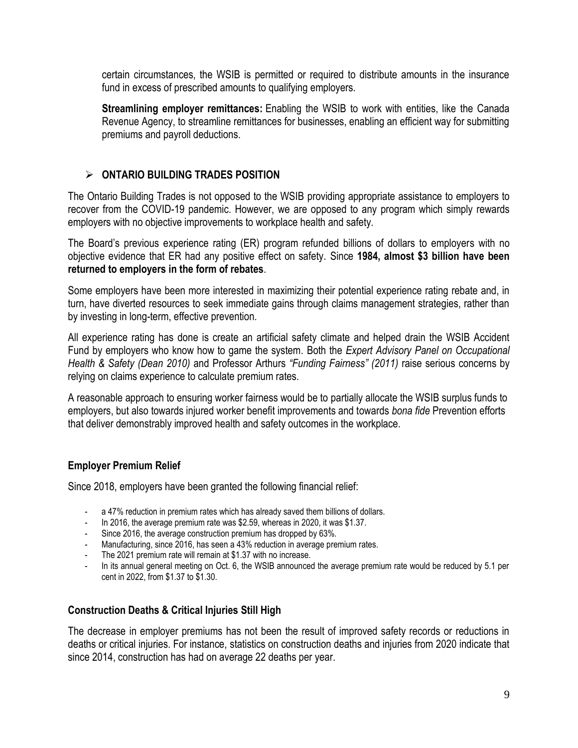certain circumstances, the WSIB is permitted or required to distribute amounts in the insurance fund in excess of prescribed amounts to qualifying employers.

**Streamlining employer remittances:** Enabling the WSIB to work with entities, like the Canada Revenue Agency, to streamline remittances for businesses, enabling an efficient way for submitting premiums and payroll deductions.

## ➢ ONTARIO BUILDING TRADES POSITION

The Ontario Building Trades is not opposed to the WSIB providing appropriate assistance to employers to recover from the COVID-19 pandemic. However, we are opposed to any program which simply rewards employers with no objective improvements to workplace health and safety.

The Board's previous experience rating (ER) program refunded billions of dollars to employers with no objective evidence that ER had any positive effect on safety. Since **1984, almost $3 billion have been returned to employers in the form of rebates**.

Some employers have been more interested in maximizing their potential experience rating rebate and, in turn, have diverted resources to seek immediate gains through claims management strategies, rather than by investing in long-term, effective prevention.

All experience rating has done is create an artificial safety climate and helped drain the WSIB Accident Fund by employers who know how to game the system. Both the *Expert Advisory Panel on Occupational Health & Safety (Dean 2010)* and Professor Arthurs *"Funding Fairness" (2011)* raise serious concerns by relying on claims experience to calculate premium rates.

A reasonable approach to ensuring worker fairness would be to partially allocate the WSIB surplus funds to employers, but also towards injured worker benefit improvements and towards *bona fide* Prevention efforts that deliver demonstrably improved health and safety outcomes in the workplace.

### Employer Premium Relief

Since 2018, employers have been granted the following financial relief:

- a 47% reduction in premium rates which has already saved them billions of dollars.
- In 2016, the average premium rate was $2.59, whereas in 2020, it was $1.37.
- Since 2016, the average construction premium has dropped by 63%.
- Manufacturing, since 2016, has seen a 43% reduction in average premium rates.
- The 2021 premium rate will remain at $1.37 with no increase.
- In its annual general meeting on Oct. 6, the WSIB announced the average premium rate would be reduced by 5.1 per cent in 2022, from $1.37 to $1.30.

### Construction Deaths & Critical Injuries Still High

The decrease in employer premiums has not been the result of improved safety records or reductions in deaths or critical injuries. For instance, statistics on construction deaths and injuries from 2020 indicate that since 2014, construction has had on average 22 deaths per year.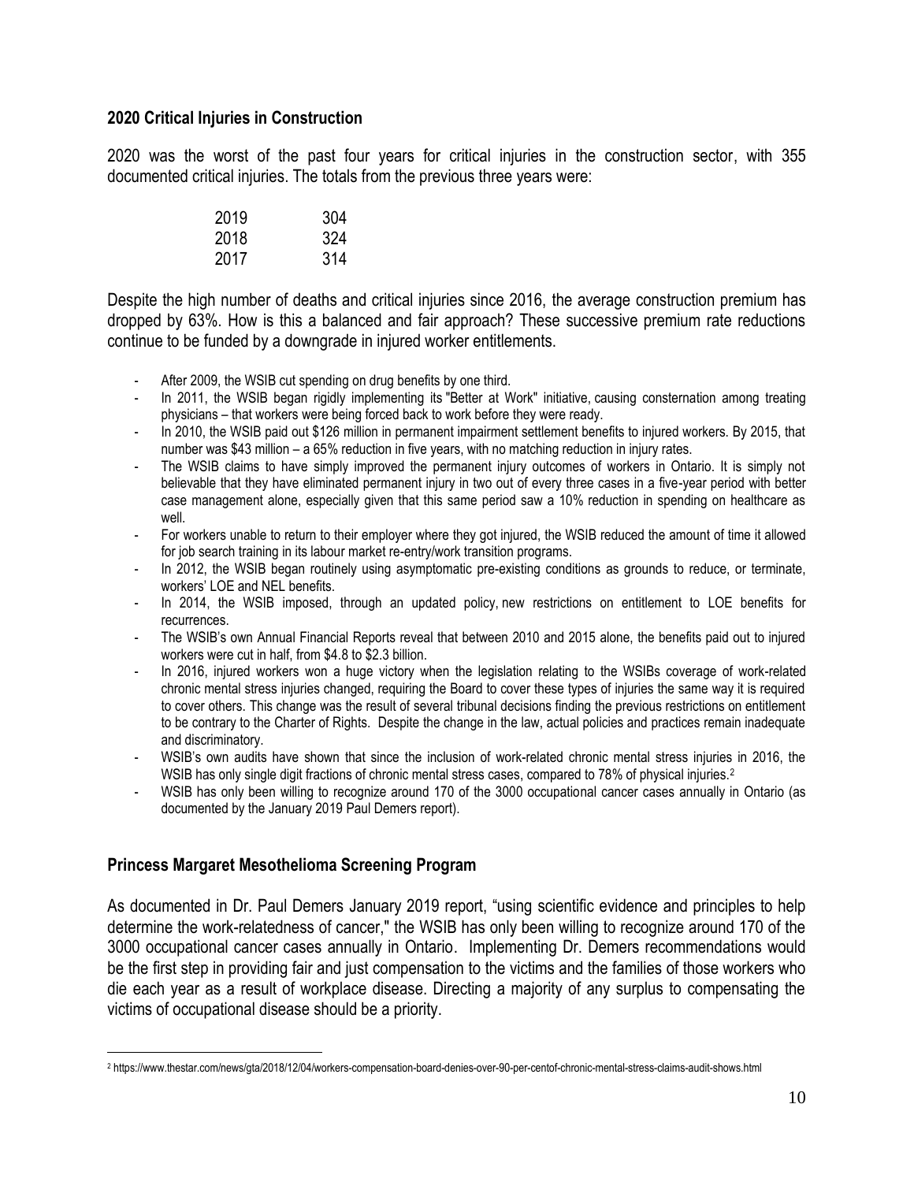**2020 Critical Injuries in Construction**

2020 was the worst of the past four years for critical injuries in the construction sector, with 355 documented critical injuries. The totals from the previous three years were:

| | |
|---|---|
| 2019 | 304 |
| 2018 | 324 |
| 2017 | 314 |

Despite the high number of deaths and critical injuries since 2016, the average construction premium has dropped by 63%. How is this a balanced and fair approach? These successive premium rate reductions continue to be funded by a downgrade in injured worker entitlements.

- After 2009, the WSIB cut spending on drug benefits by one third.
- In 2011, the WSIB began rigidly implementing its "Better at Work" initiative, causing consternation among treating physicians – that workers were being forced back to work before they were ready.
- In 2010, the WSIB paid out $126 million in permanent impairment settlement benefits to injured workers. By 2015, that number was $43 million – a 65% reduction in five years, with no matching reduction in injury rates.
- The WSIB claims to have simply improved the permanent injury outcomes of workers in Ontario. It is simply not believable that they have eliminated permanent injury in two out of every three cases in a five-year period with better case management alone, especially given that this same period saw a 10% reduction in spending on healthcare as well.
- For workers unable to return to their employer where they got injured, the WSIB reduced the amount of time it allowed for job search training in its labour market re-entry/work transition programs.
- In 2012, the WSIB began routinely using asymptomatic pre-existing conditions as grounds to reduce, or terminate, workers' LOE and NEL benefits.
- In 2014, the WSIB imposed, through an updated policy, new restrictions on entitlement to LOE benefits for recurrences.
- The WSIB's own Annual Financial Reports reveal that between 2010 and 2015 alone, the benefits paid out to injured workers were cut in half, from $4.8 to $2.3 billion.
- In 2016, injured workers won a huge victory when the legislation relating to the WSIBs coverage of work-related chronic mental stress injuries changed, requiring the Board to cover these types of injuries the same way it is required to cover others. This change was the result of several tribunal decisions finding the previous restrictions on entitlement to be contrary to the Charter of Rights. Despite the change in the law, actual policies and practices remain inadequate and discriminatory.
- WSIB's own audits have shown that since the inclusion of work-related chronic mental stress injuries in 2016, the WSIB has only single digit fractions of chronic mental stress cases, compared to 78% of physical injuries.[2]
- WSIB has only been willing to recognize around 170 of the 3000 occupational cancer cases annually in Ontario (as documented by the January 2019 Paul Demers report).

**Princess Margaret Mesothelioma Screening Program**

As documented in Dr. Paul Demers January 2019 report, "using scientific evidence and principles to help determine the work-relatedness of cancer," the WSIB has only been willing to recognize around 170 of the 3000 occupational cancer cases annually in Ontario. Implementing Dr. Demers recommendations would be the first step in providing fair and just compensation to the victims and the families of those workers who die each year as a result of workplace disease. Directing a majority of any surplus to compensating the victims of occupational disease should be a priority.

[2] https://www.thestar.com/news/gta/2018/12/04/workers-compensation-board-denies-over-90-per-centof-chronic-mental-stress-claims-audit-shows.html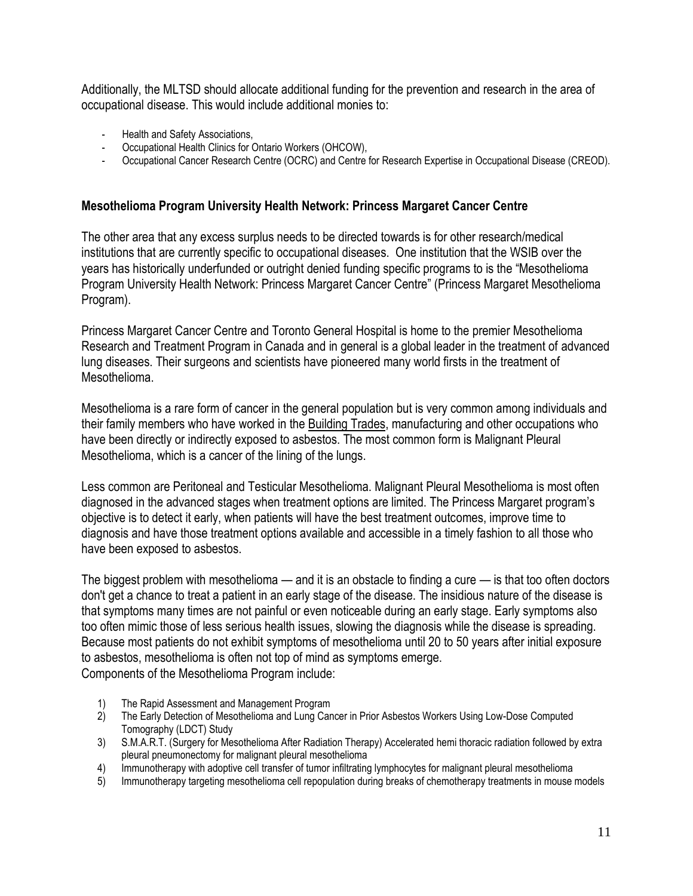Additionally, the MLTSD should allocate additional funding for the prevention and research in the area of occupational disease. This would include additional monies to:

- Health and Safety Associations,
- Occupational Health Clinics for Ontario Workers (OHCOW),
- Occupational Cancer Research Centre (OCRC) and Centre for Research Expertise in Occupational Disease (CREOD).

**Mesothelioma Program University Health Network: Princess Margaret Cancer Centre**

The other area that any excess surplus needs to be directed towards is for other research/medical institutions that are currently specific to occupational diseases. One institution that the WSIB over the years has historically underfunded or outright denied funding specific programs to is the "Mesothelioma Program University Health Network: Princess Margaret Cancer Centre" (Princess Margaret Mesothelioma Program).

Princess Margaret Cancer Centre and Toronto General Hospital is home to the premier Mesothelioma Research and Treatment Program in Canada and in general is a global leader in the treatment of advanced lung diseases. Their surgeons and scientists have pioneered many world firsts in the treatment of Mesothelioma.

Mesothelioma is a rare form of cancer in the general population but is very common among individuals and their family members who have worked in the Building Trades, manufacturing and other occupations who have been directly or indirectly exposed to asbestos. The most common form is Malignant Pleural Mesothelioma, which is a cancer of the lining of the lungs.

Less common are Peritoneal and Testicular Mesothelioma. Malignant Pleural Mesothelioma is most often diagnosed in the advanced stages when treatment options are limited. The Princess Margaret program's objective is to detect it early, when patients will have the best treatment outcomes, improve time to diagnosis and have those treatment options available and accessible in a timely fashion to all those who have been exposed to asbestos.

The biggest problem with mesothelioma — and it is an obstacle to finding a cure — is that too often doctors don't get a chance to treat a patient in an early stage of the disease. The insidious nature of the disease is that symptoms many times are not painful or even noticeable during an early stage. Early symptoms also too often mimic those of less serious health issues, slowing the diagnosis while the disease is spreading. Because most patients do not exhibit symptoms of mesothelioma until 20 to 50 years after initial exposure to asbestos, mesothelioma is often not top of mind as symptoms emerge.
Components of the Mesothelioma Program include:

1) The Rapid Assessment and Management Program
2) The Early Detection of Mesothelioma and Lung Cancer in Prior Asbestos Workers Using Low-Dose Computed Tomography (LDCT) Study
3) S.M.A.R.T. (Surgery for Mesothelioma After Radiation Therapy) Accelerated hemi thoracic radiation followed by extra pleural pneumonectomy for malignant pleural mesothelioma
4) Immunotherapy with adoptive cell transfer of tumor infiltrating lymphocytes for malignant pleural mesothelioma
5) Immunotherapy targeting mesothelioma cell repopulation during breaks of chemotherapy treatments in mouse models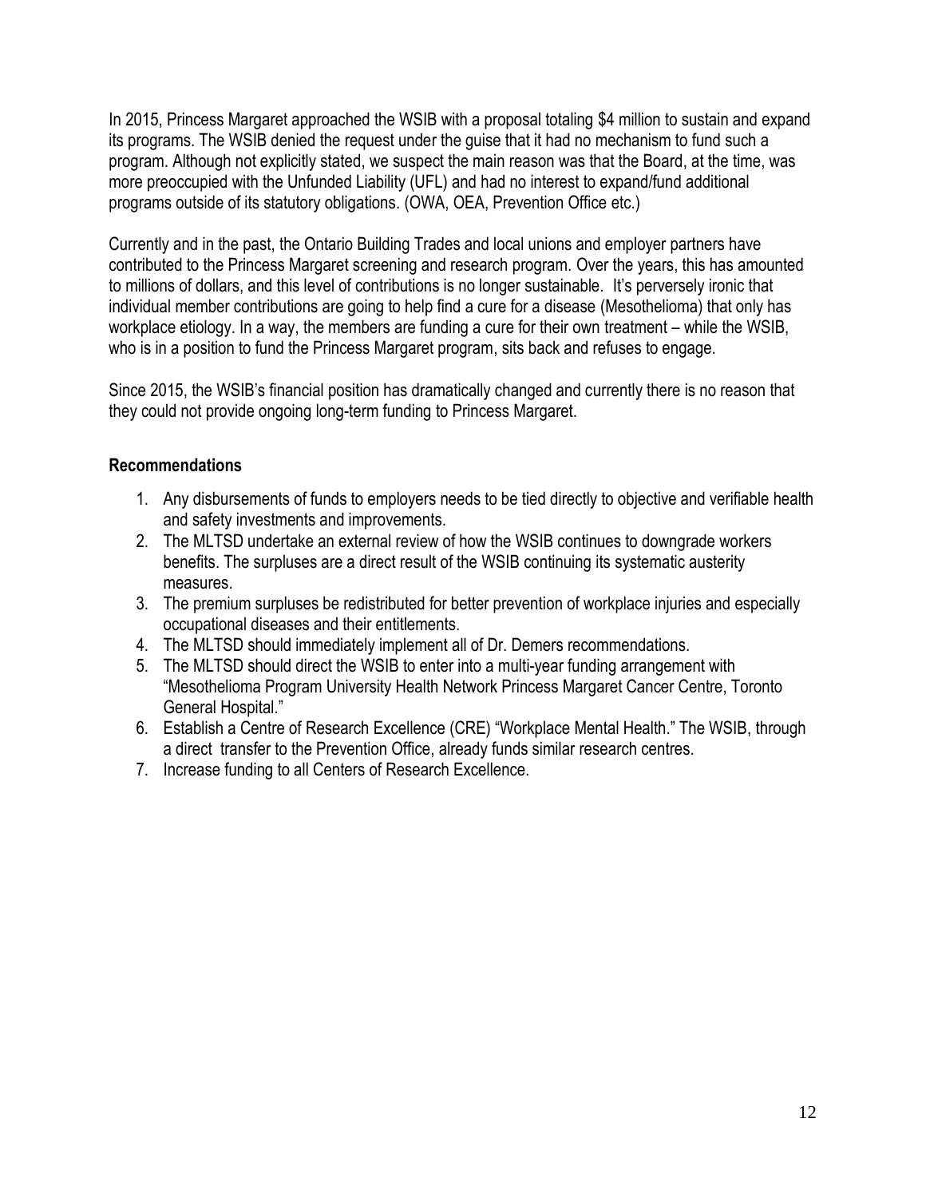In 2015, Princess Margaret approached the WSIB with a proposal totaling $4 million to sustain and expand its programs. The WSIB denied the request under the guise that it had no mechanism to fund such a program. Although not explicitly stated, we suspect the main reason was that the Board, at the time, was more preoccupied with the Unfunded Liability (UFL) and had no interest to expand/fund additional programs outside of its statutory obligations. (OWA, OEA, Prevention Office etc.)

Currently and in the past, the Ontario Building Trades and local unions and employer partners have contributed to the Princess Margaret screening and research program. Over the years, this has amounted to millions of dollars, and this level of contributions is no longer sustainable. It's perversely ironic that individual member contributions are going to help find a cure for a disease (Mesothelioma) that only has workplace etiology. In a way, the members are funding a cure for their own treatment – while the WSIB, who is in a position to fund the Princess Margaret program, sits back and refuses to engage.

Since 2015, the WSIB's financial position has dramatically changed and currently there is no reason that they could not provide ongoing long-term funding to Princess Margaret.

**Recommendations**

1. Any disbursements of funds to employers needs to be tied directly to objective and verifiable health and safety investments and improvements.
2. The MLTSD undertake an external review of how the WSIB continues to downgrade workers benefits. The surpluses are a direct result of the WSIB continuing its systematic austerity measures.
3. The premium surpluses be redistributed for better prevention of workplace injuries and especially occupational diseases and their entitlements.
4. The MLTSD should immediately implement all of Dr. Demers recommendations.
5. The MLTSD should direct the WSIB to enter into a multi-year funding arrangement with "Mesothelioma Program University Health Network Princess Margaret Cancer Centre, Toronto General Hospital."
6. Establish a Centre of Research Excellence (CRE) "Workplace Mental Health." The WSIB, through a direct transfer to the Prevention Office, already funds similar research centres.
7. Increase funding to all Centers of Research Excellence.